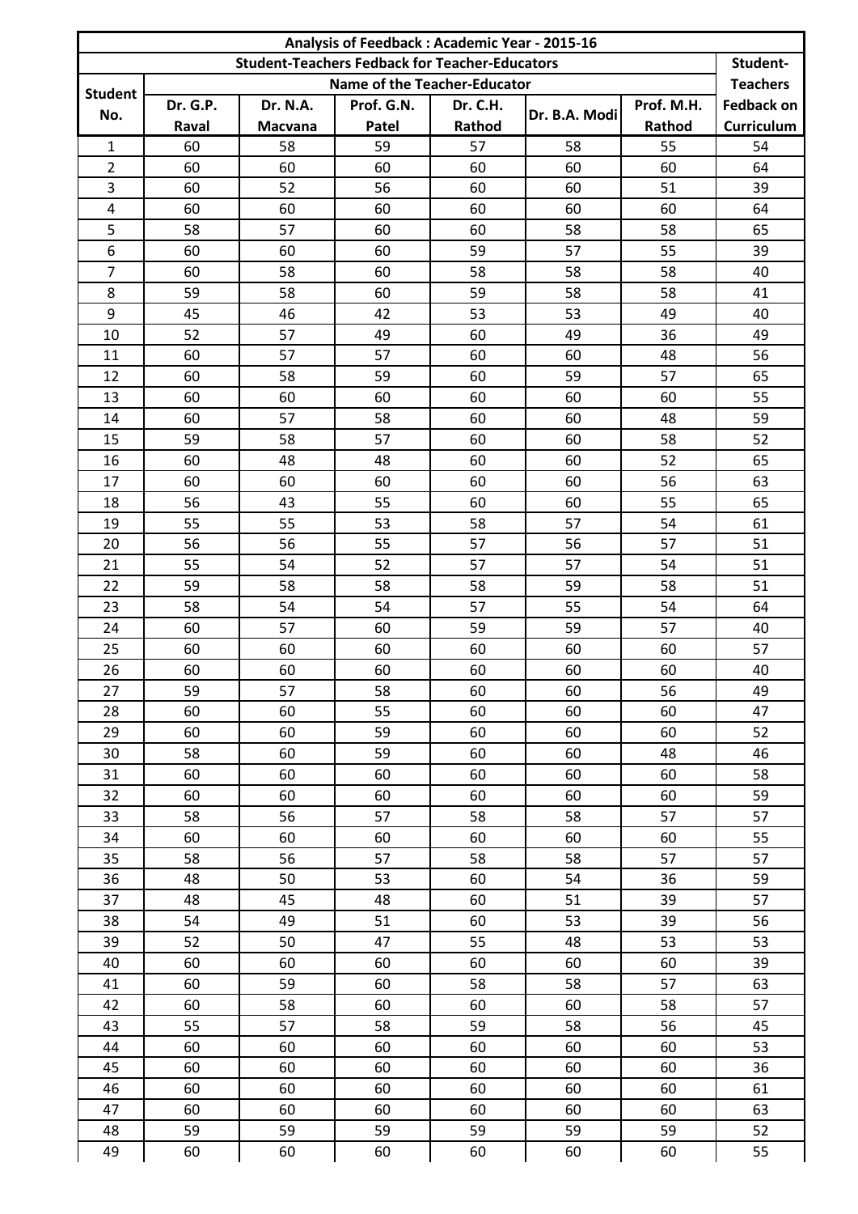| Analysis of Feedback : Academic Year - 2015-16 | | | | | | | |
|---|---|---|---|---|---|---|---|
| | Student-Teachers Fedback for Teacher-Educators | | | | | | Student-Teachers Fedback on Curriculum |
| Student No. | Name of the Teacher-Educator | | | | | | |
| | Dr. G.P. Raval | Dr. N.A. Macvana | Prof. G.N. Patel | Dr. C.H. Rathod | Dr. B.A. Modi | Prof. M.H. Rathod | |
| 1 | 60 | 58 | 59 | 57 | 58 | 55 | 54 |
| 2 | 60 | 60 | 60 | 60 | 60 | 60 | 64 |
| 3 | 60 | 52 | 56 | 60 | 60 | 51 | 39 |
| 4 | 60 | 60 | 60 | 60 | 60 | 60 | 64 |
| 5 | 58 | 57 | 60 | 60 | 58 | 58 | 65 |
| 6 | 60 | 60 | 60 | 59 | 57 | 55 | 39 |
| 7 | 60 | 58 | 60 | 58 | 58 | 58 | 40 |
| 8 | 59 | 58 | 60 | 59 | 58 | 58 | 41 |
| 9 | 45 | 46 | 42 | 53 | 53 | 49 | 40 |
| 10 | 52 | 57 | 49 | 60 | 49 | 36 | 49 |
| 11 | 60 | 57 | 57 | 60 | 60 | 48 | 56 |
| 12 | 60 | 58 | 59 | 60 | 59 | 57 | 65 |
| 13 | 60 | 60 | 60 | 60 | 60 | 60 | 55 |
| 14 | 60 | 57 | 58 | 60 | 60 | 48 | 59 |
| 15 | 59 | 58 | 57 | 60 | 60 | 58 | 52 |
| 16 | 60 | 48 | 48 | 60 | 60 | 52 | 65 |
| 17 | 60 | 60 | 60 | 60 | 60 | 56 | 63 |
| 18 | 56 | 43 | 55 | 60 | 60 | 55 | 65 |
| 19 | 55 | 55 | 53 | 58 | 57 | 54 | 61 |
| 20 | 56 | 56 | 55 | 57 | 56 | 57 | 51 |
| 21 | 55 | 54 | 52 | 57 | 57 | 54 | 51 |
| 22 | 59 | 58 | 58 | 58 | 59 | 58 | 51 |
| 23 | 58 | 54 | 54 | 57 | 55 | 54 | 64 |
| 24 | 60 | 57 | 60 | 59 | 59 | 57 | 40 |
| 25 | 60 | 60 | 60 | 60 | 60 | 60 | 57 |
| 26 | 60 | 60 | 60 | 60 | 60 | 60 | 40 |
| 27 | 59 | 57 | 58 | 60 | 60 | 56 | 49 |
| 28 | 60 | 60 | 55 | 60 | 60 | 60 | 47 |
| 29 | 60 | 60 | 59 | 60 | 60 | 60 | 52 |
| 30 | 58 | 60 | 59 | 60 | 60 | 48 | 46 |
| 31 | 60 | 60 | 60 | 60 | 60 | 60 | 58 |
| 32 | 60 | 60 | 60 | 60 | 60 | 60 | 59 |
| 33 | 58 | 56 | 57 | 58 | 58 | 57 | 57 |
| 34 | 60 | 60 | 60 | 60 | 60 | 60 | 55 |
| 35 | 58 | 56 | 57 | 58 | 58 | 57 | 57 |
| 36 | 48 | 50 | 53 | 60 | 54 | 36 | 59 |
| 37 | 48 | 45 | 48 | 60 | 51 | 39 | 57 |
| 38 | 54 | 49 | 51 | 60 | 53 | 39 | 56 |
| 39 | 52 | 50 | 47 | 55 | 48 | 53 | 53 |
| 40 | 60 | 60 | 60 | 60 | 60 | 60 | 39 |
| 41 | 60 | 59 | 60 | 58 | 58 | 57 | 63 |
| 42 | 60 | 58 | 60 | 60 | 60 | 58 | 57 |
| 43 | 55 | 57 | 58 | 59 | 58 | 56 | 45 |
| 44 | 60 | 60 | 60 | 60 | 60 | 60 | 53 |
| 45 | 60 | 60 | 60 | 60 | 60 | 60 | 36 |
| 46 | 60 | 60 | 60 | 60 | 60 | 60 | 61 |
| 47 | 60 | 60 | 60 | 60 | 60 | 60 | 63 |
| 48 | 59 | 59 | 59 | 59 | 59 | 59 | 52 |
| 49 | 60 | 60 | 60 | 60 | 60 | 60 | 55 |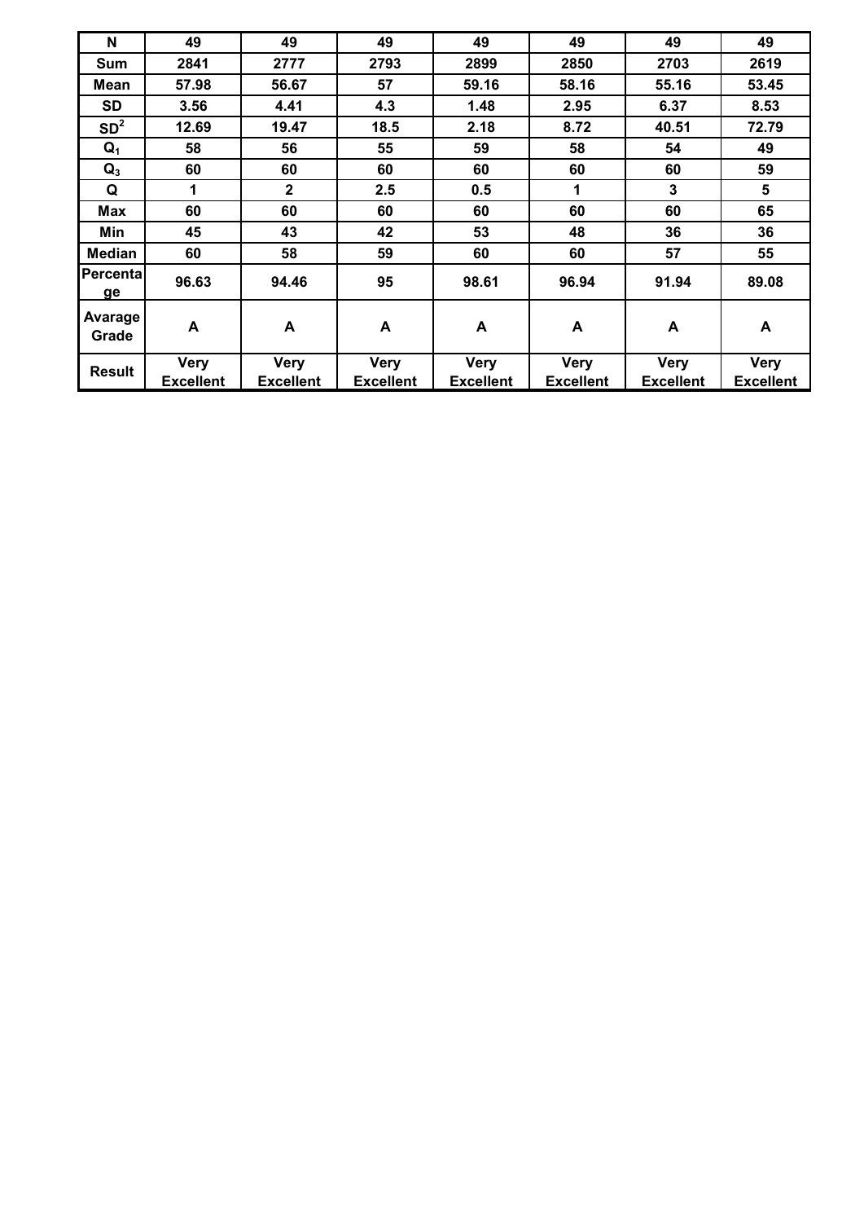| N | 49 | 49 | 49 | 49 | 49 | 49 | 49 |
|---|---|---|---|---|---|---|---|
| Sum | 2841 | 2777 | 2793 | 2899 | 2850 | 2703 | 2619 |
| Mean | 57.98 | 56.67 | 57 | 59.16 | 58.16 | 55.16 | 53.45 |
| SD | 3.56 | 4.41 | 4.3 | 1.48 | 2.95 | 6.37 | 8.53 |
| $SD^2$ | 12.69 | 19.47 | 18.5 | 2.18 | 8.72 | 40.51 | 72.79 |
| $Q_1$ | 58 | 56 | 55 | 59 | 58 | 54 | 49 |
| $Q_3$ | 60 | 60 | 60 | 60 | 60 | 60 | 59 |
| Q | 1 | 2 | 2.5 | 0.5 | 1 | 3 | 5 |
| Max | 60 | 60 | 60 | 60 | 60 | 60 | 65 |
| Min | 45 | 43 | 42 | 53 | 48 | 36 | 36 |
| Median | 60 | 58 | 59 | 60 | 60 | 57 | 55 |
| Percentage | 96.63 | 94.46 | 95 | 98.61 | 96.94 | 91.94 | 89.08 |
| Avarage Grade | A | A | A | A | A | A | A |
| Result | Very Excellent | Very Excellent | Very Excellent | Very Excellent | Very Excellent | Very Excellent | Very Excellent |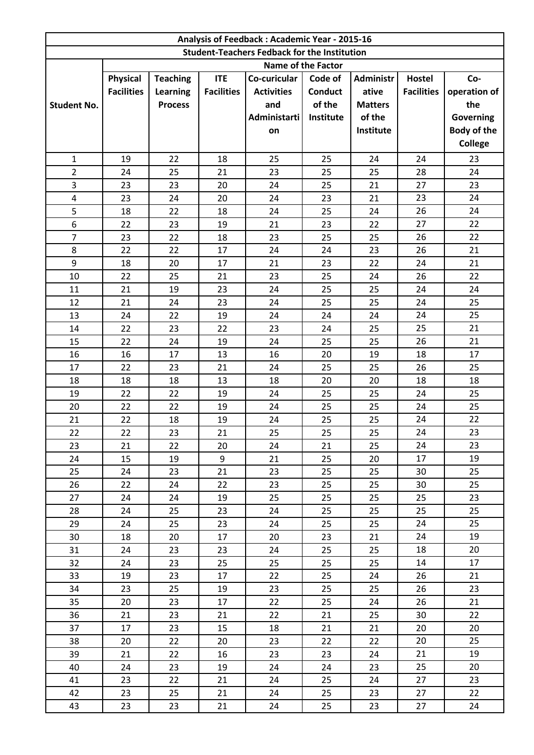| Analysis of Feedback : Academic Year - 2015-16 | | | | | | | | |
|---|---|---|---|---|---|---|---|---|
| Student-Teachers Fedback for the Institution | | | | | | | | |
| | Name of the Factor | | | | | | | |
| Student No. | Physical Facilities | Teaching Learning Process | ITE Facilities | Co-curicular Activities and Administartion | Code of Conduct of the Institute | Administrative Matters of the Institute | Hostel Facilities | Co-operation of the Governing Body of the College |
| 1 | 19 | 22 | 18 | 25 | 25 | 24 | 24 | 23 |
| 2 | 24 | 25 | 21 | 23 | 25 | 25 | 28 | 24 |
| 3 | 23 | 23 | 20 | 24 | 25 | 21 | 27 | 23 |
| 4 | 23 | 24 | 20 | 24 | 23 | 21 | 23 | 24 |
| 5 | 18 | 22 | 18 | 24 | 25 | 24 | 26 | 24 |
| 6 | 22 | 23 | 19 | 21 | 23 | 22 | 27 | 22 |
| 7 | 23 | 22 | 18 | 23 | 25 | 25 | 26 | 22 |
| 8 | 22 | 22 | 17 | 24 | 24 | 23 | 26 | 21 |
| 9 | 18 | 20 | 17 | 21 | 23 | 22 | 24 | 21 |
| 10 | 22 | 25 | 21 | 23 | 25 | 24 | 26 | 22 |
| 11 | 21 | 19 | 23 | 24 | 25 | 25 | 24 | 24 |
| 12 | 21 | 24 | 23 | 24 | 25 | 25 | 24 | 25 |
| 13 | 24 | 22 | 19 | 24 | 24 | 24 | 24 | 25 |
| 14 | 22 | 23 | 22 | 23 | 24 | 25 | 25 | 21 |
| 15 | 22 | 24 | 19 | 24 | 25 | 25 | 26 | 21 |
| 16 | 16 | 17 | 13 | 16 | 20 | 19 | 18 | 17 |
| 17 | 22 | 23 | 21 | 24 | 25 | 25 | 26 | 25 |
| 18 | 18 | 18 | 13 | 18 | 20 | 20 | 18 | 18 |
| 19 | 22 | 22 | 19 | 24 | 25 | 25 | 24 | 25 |
| 20 | 22 | 22 | 19 | 24 | 25 | 25 | 24 | 25 |
| 21 | 22 | 18 | 19 | 24 | 25 | 25 | 24 | 22 |
| 22 | 22 | 23 | 21 | 25 | 25 | 25 | 24 | 23 |
| 23 | 21 | 22 | 20 | 24 | 21 | 25 | 24 | 23 |
| 24 | 15 | 19 | 9 | 21 | 25 | 20 | 17 | 19 |
| 25 | 24 | 23 | 21 | 23 | 25 | 25 | 30 | 25 |
| 26 | 22 | 24 | 22 | 23 | 25 | 25 | 30 | 25 |
| 27 | 24 | 24 | 19 | 25 | 25 | 25 | 25 | 23 |
| 28 | 24 | 25 | 23 | 24 | 25 | 25 | 25 | 25 |
| 29 | 24 | 25 | 23 | 24 | 25 | 25 | 24 | 25 |
| 30 | 18 | 20 | 17 | 20 | 23 | 21 | 24 | 19 |
| 31 | 24 | 23 | 23 | 24 | 25 | 25 | 18 | 20 |
| 32 | 24 | 23 | 25 | 25 | 25 | 25 | 14 | 17 |
| 33 | 19 | 23 | 17 | 22 | 25 | 24 | 26 | 21 |
| 34 | 23 | 25 | 19 | 23 | 25 | 25 | 26 | 23 |
| 35 | 20 | 23 | 17 | 22 | 25 | 24 | 26 | 21 |
| 36 | 21 | 23 | 21 | 22 | 21 | 25 | 30 | 22 |
| 37 | 17 | 23 | 15 | 18 | 21 | 21 | 20 | 20 |
| 38 | 20 | 22 | 20 | 23 | 22 | 22 | 20 | 25 |
| 39 | 21 | 22 | 16 | 23 | 23 | 24 | 21 | 19 |
| 40 | 24 | 23 | 19 | 24 | 24 | 23 | 25 | 20 |
| 41 | 23 | 22 | 21 | 24 | 25 | 24 | 27 | 23 |
| 42 | 23 | 25 | 21 | 24 | 25 | 23 | 27 | 22 |
| 43 | 23 | 23 | 21 | 24 | 25 | 23 | 27 | 24 |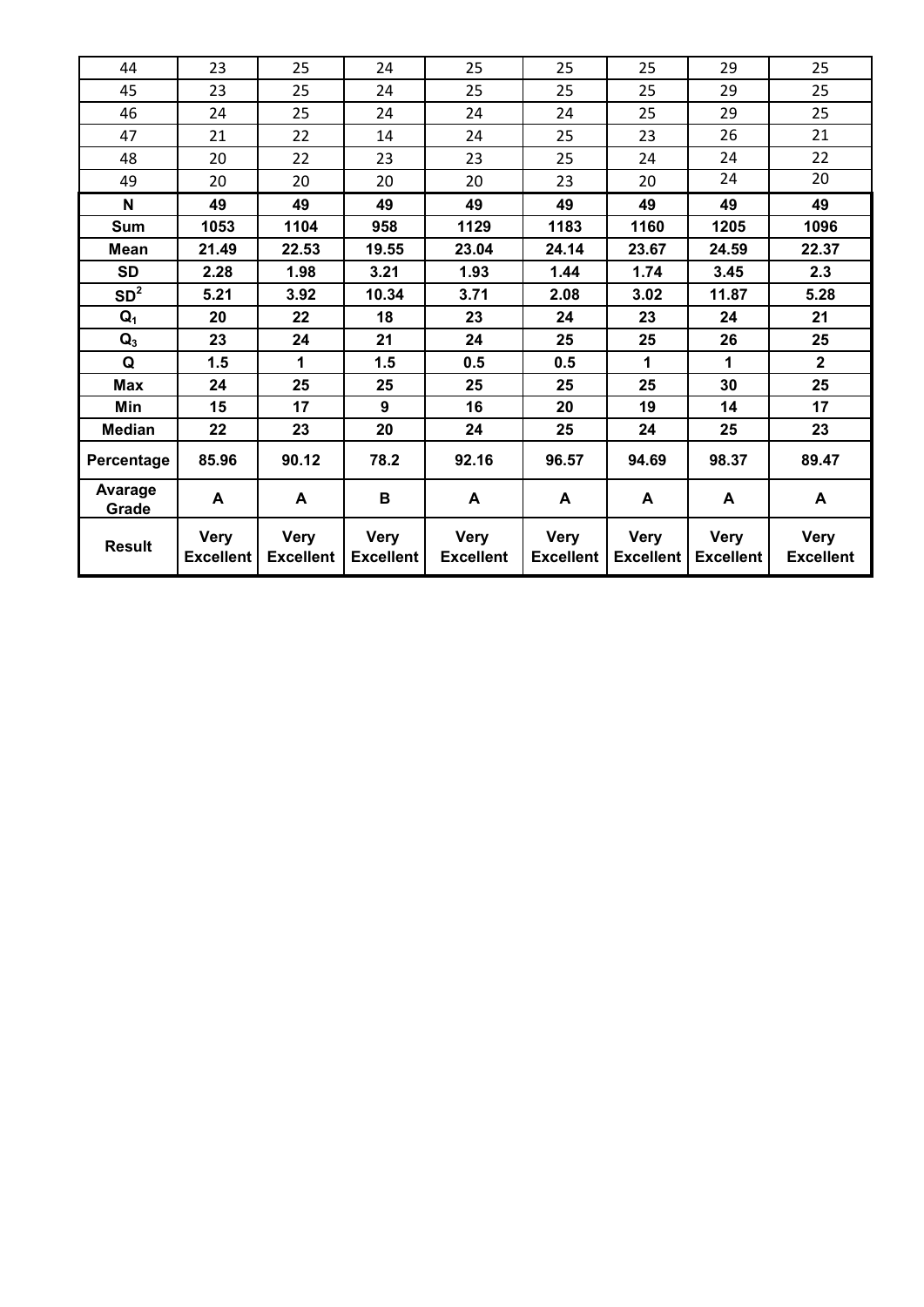| 44 | 23 | 25 | 24 | 25 | 25 | 25 | 29 | 25 |
|---|---|---|---|---|---|---|---|---|
| 45 | 23 | 25 | 24 | 25 | 25 | 25 | 29 | 25 |
| 46 | 24 | 25 | 24 | 24 | 24 | 25 | 29 | 25 |
| 47 | 21 | 22 | 14 | 24 | 25 | 23 | 26 | 21 |
| 48 | 20 | 22 | 23 | 23 | 25 | 24 | 24 | 22 |
| 49 | 20 | 20 | 20 | 20 | 23 | 20 | 24 | 20 |
| **N** | **49** | **49** | **49** | **49** | **49** | **49** | **49** | **49** |
| **Sum** | **1053** | **1104** | **958** | **1129** | **1183** | **1160** | **1205** | **1096** |
| **Mean** | **21.49** | **22.53** | **19.55** | **23.04** | **24.14** | **23.67** | **24.59** | **22.37** |
| **SD** | **2.28** | **1.98** | **3.21** | **1.93** | **1.44** | **1.74** | **3.45** | **2.3** |
| **$SD^2$** | **5.21** | **3.92** | **10.34** | **3.71** | **2.08** | **3.02** | **11.87** | **5.28** |
| **$Q_1$** | **20** | **22** | **18** | **23** | **24** | **23** | **24** | **21** |
| **$Q_3$** | **23** | **24** | **21** | **24** | **25** | **25** | **26** | **25** |
| **Q** | **1.5** | **1** | **1.5** | **0.5** | **0.5** | **1** | **1** | **2** |
| **Max** | **24** | **25** | **25** | **25** | **25** | **25** | **30** | **25** |
| **Min** | **15** | **17** | **9** | **16** | **20** | **19** | **14** | **17** |
| **Median** | **22** | **23** | **20** | **24** | **25** | **24** | **25** | **23** |
| **Percentage** | **85.96** | **90.12** | **78.2** | **92.16** | **96.57** | **94.69** | **98.37** | **89.47** |
| **Avarage Grade** | **A** | **A** | **B** | **A** | **A** | **A** | **A** | **A** |
| **Result** | **Very Excellent** | **Very Excellent** | **Very Excellent** | **Very Excellent** | **Very Excellent** | **Very Excellent** | **Very Excellent** | **Very Excellent** |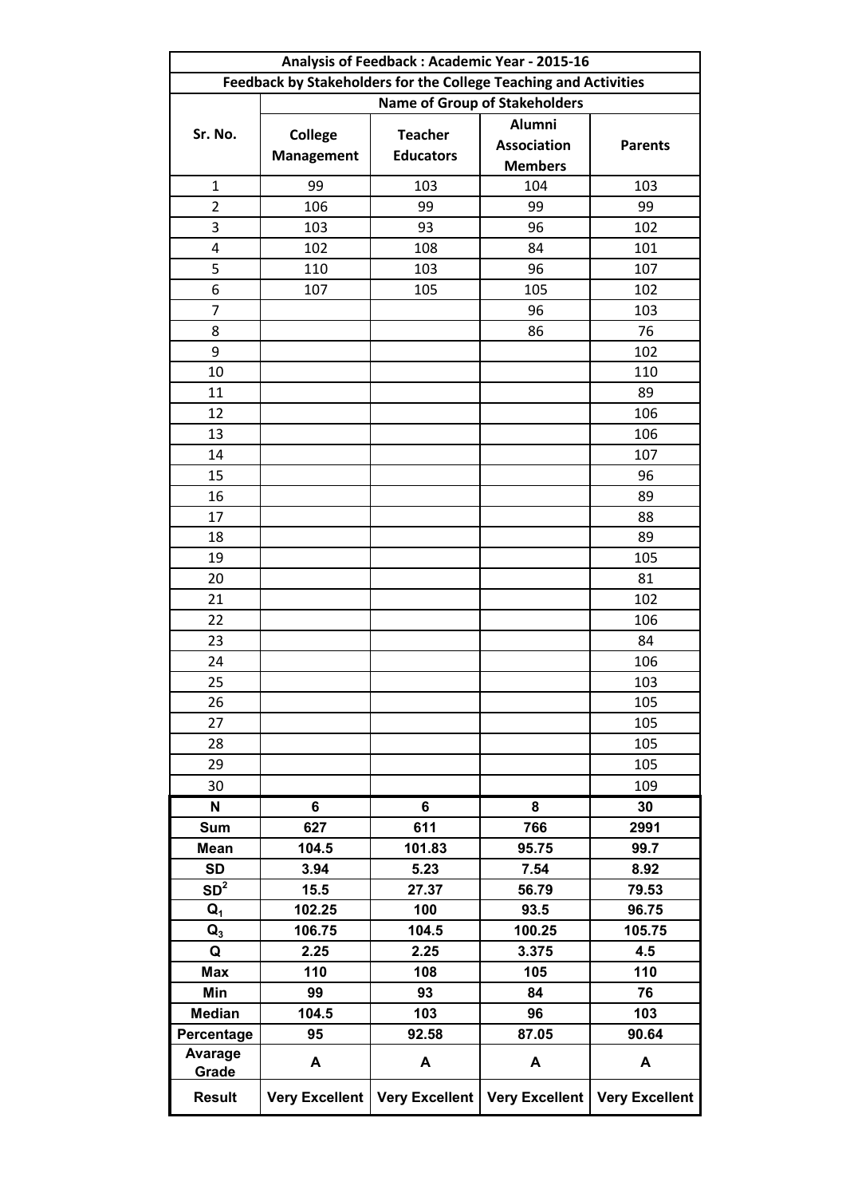| Analysis of Feedback : Academic Year - 2015-16 | | | | |
|---|---|---|---|---|
| Feedback by Stakeholders for the College Teaching and Activities | | | | |
| Sr. No. | Name of Group of Stakeholders | | | |
| | College Management | Teacher Educators | Alumni Association Members | Parents |
| 1 | 99 | 103 | 104 | 103 |
| 2 | 106 | 99 | 99 | 99 |
| 3 | 103 | 93 | 96 | 102 |
| 4 | 102 | 108 | 84 | 101 |
| 5 | 110 | 103 | 96 | 107 |
| 6 | 107 | 105 | 105 | 102 |
| 7 | | | 96 | 103 |
| 8 | | | 86 | 76 |
| 9 | | | | 102 |
| 10 | | | | 110 |
| 11 | | | | 89 |
| 12 | | | | 106 |
| 13 | | | | 106 |
| 14 | | | | 107 |
| 15 | | | | 96 |
| 16 | | | | 89 |
| 17 | | | | 88 |
| 18 | | | | 89 |
| 19 | | | | 105 |
| 20 | | | | 81 |
| 21 | | | | 102 |
| 22 | | | | 106 |
| 23 | | | | 84 |
| 24 | | | | 106 |
| 25 | | | | 103 |
| 26 | | | | 105 |
| 27 | | | | 105 |
| 28 | | | | 105 |
| 29 | | | | 105 |
| 30 | | | | 109 |
| **N** | **6** | **6** | **8** | **30** |
| **Sum** | **627** | **611** | **766** | **2991** |
| **Mean** | **104.5** | **101.83** | **95.75** | **99.7** |
| **SD** | **3.94** | **5.23** | **7.54** | **8.92** |
| **$SD^2$** | **15.5** | **27.37** | **56.79** | **79.53** |
| **$Q_1$** | **102.25** | **100** | **93.5** | **96.75** |
| **$Q_3$** | **106.75** | **104.5** | **100.25** | **105.75** |
| **Q** | **2.25** | **2.25** | **3.375** | **4.5** |
| **Max** | **110** | **108** | **105** | **110** |
| **Min** | **99** | **93** | **84** | **76** |
| **Median** | **104.5** | **103** | **96** | **103** |
| **Percentage** | **95** | **92.58** | **87.05** | **90.64** |
| **Avarage Grade** | **A** | **A** | **A** | **A** |
| **Result** | **Very Excellent** | **Very Excellent** | **Very Excellent** | **Very Excellent** |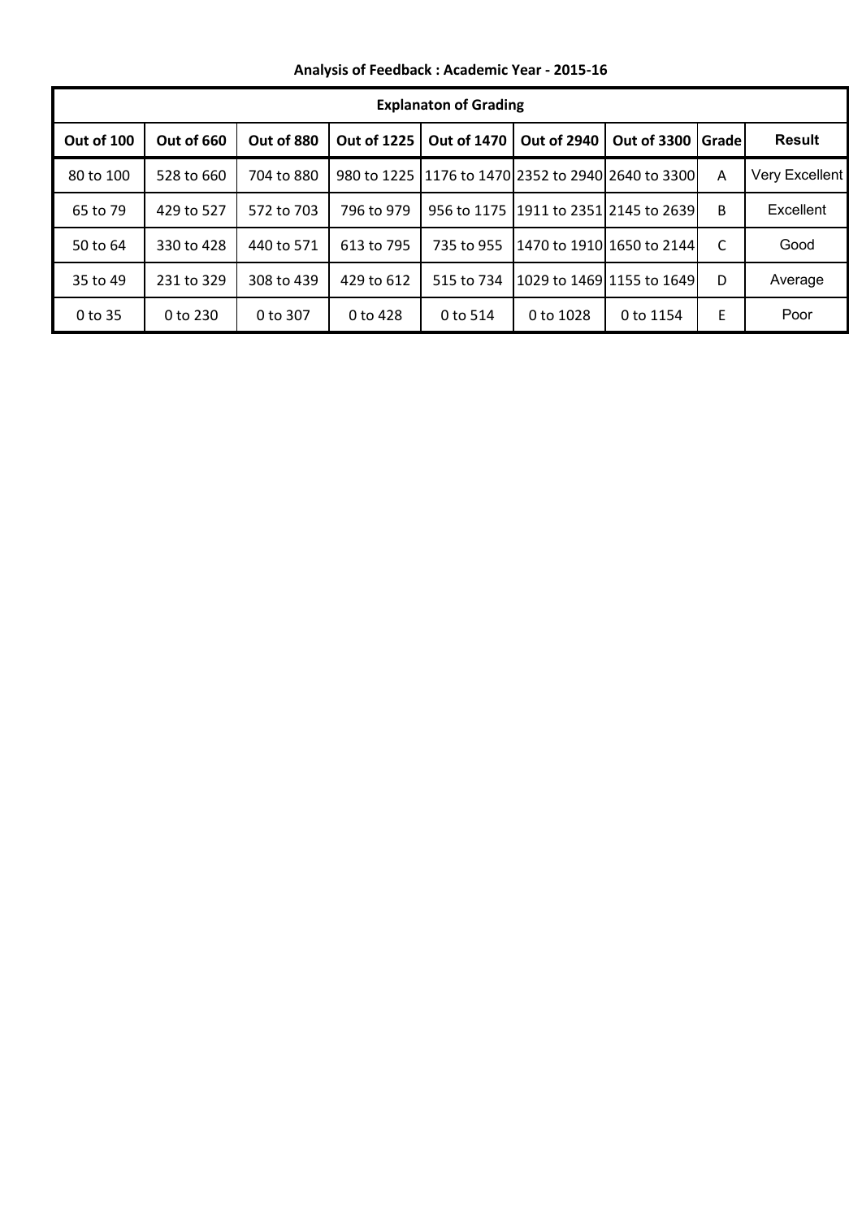**Analysis of Feedback : Academic Year - 2015-16**

| Explanaton of Grading | | | | | | | | |
|---|---|---|---|---|---|---|---|---|
| **Out of 100** | **Out of 660** | **Out of 880** | **Out of 1225** | **Out of 1470** | **Out of 2940** | **Out of 3300** | **Grade** | **Result** |
| 80 to 100 | 528 to 660 | 704 to 880 | 980 to 1225 | 1176 to 1470 | 2352 to 2940 | 2640 to 3300 | A | Very Excellent |
| 65 to 79 | 429 to 527 | 572 to 703 | 796 to 979 | 956 to 1175 | 1911 to 2351 | 2145 to 2639 | B | Excellent |
| 50 to 64 | 330 to 428 | 440 to 571 | 613 to 795 | 735 to 955 | 1470 to 1910 | 1650 to 2144 | C | Good |
| 35 to 49 | 231 to 329 | 308 to 439 | 429 to 612 | 515 to 734 | 1029 to 1469 | 1155 to 1649 | D | Average |
| 0 to 35 | 0 to 230 | 0 to 307 | 0 to 428 | 0 to 514 | 0 to 1028 | 0 to 1154 | E | Poor |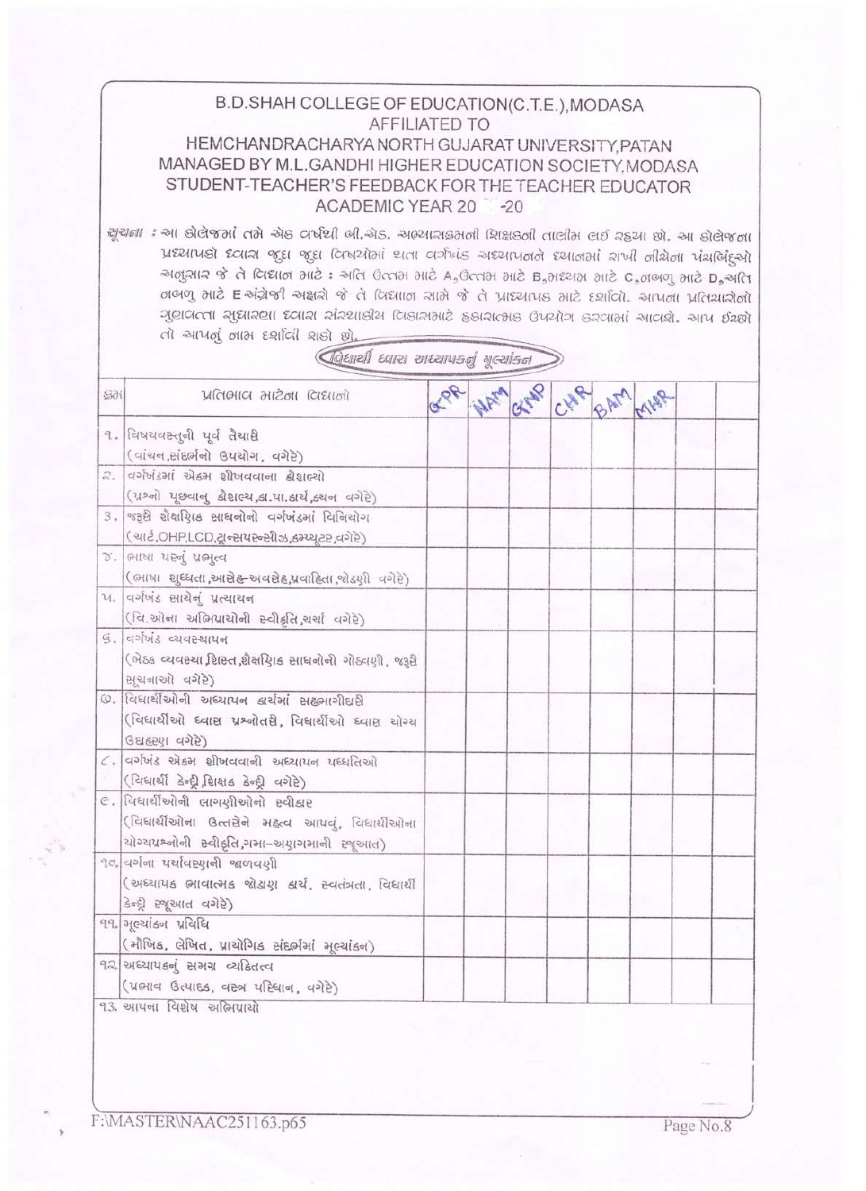# B.D.SHAH COLLEGE OF EDUCATION(C.T.E.),MODASA

AFFILIATED TO

HEMCHANDRACHARYA NORTH GUJARAT UNIVERSITY,PATAN

MANAGED BY M.L.GANDHI HIGHER EDUCATION SOCIETY,MODASA

## STUDENT-TEACHER'S FEEDBACK FOR THE TEACHER EDUCATOR

ACADEMIC YEAR 20 -20

સૂચના : આ કોલેજમાં તમે એક વર્ષથી બી.એડ. અભ્યાસક્રમની શિક્ષકની તાલીમ લઈ રહ્યા છો. આ કોલેજના પ્રધ્યાપકો દ્વારા જુદા જુદા વિષયોમાં થતા વર્ગખંડ અધ્યાપનને ધ્યાનમાં રાખી નીચેના પંચબિંદુઓ અનુસાર જે તે વિધાન માટે : અતિ ઉત્તમ માટે A,ઉત્તમ માટે B,મધ્યમ માટે C,નબળુ માટે D,અતિ નબળુ માટે E અંગ્રેજી અક્ષરો જે તે વિધાન સામે જે તે પ્રાધ્યાપક માટે દર્શાવો. આપના પ્રતિચારોનો ગુણવત્તા સુધારણા દ્વારા સંસ્થાકીય વિકાસમાટે હકારાત્મક ઉપયોગ કરવામાં આવશે. આપ ઈચ્છો તો આપનું નામ દર્શાવી શકો છો.

**વિદ્યાર્થી દ્વારા અધ્યાપકનું મૂલ્યાંકન**

| ક્રમ | પ્રતિભાવ માટેના વિધાનો | GPR | NAM | GNP | CHR | BAM | MHR | | |
|---|---|---|---|---|---|---|---|---|---|
| ૧. | વિષયવસ્તુની પૂર્વ તૈયારી (વાંચન,સંદર્ભનો ઉપયોગ, વગેરે) | | | | | | | | |
| ૨. | વર્ગખંડમાં એકમ શીખવવાના કૌશલ્યો (પ્રશ્નો પૂછવાનુ કૌશલ્ય,કા.પા.કાર્ય,કથન વગેરે) | | | | | | | | |
| ૩. | જરૂરી શૈક્ષણિક સાધનોનો વર્ગખંડમાં વિનિયોગ (ચાર્ટ,OHP,LCD,ટ્રાન્સપરન્સીઝ,કમ્પ્યુટર,વગેરે) | | | | | | | | |
| ૪. | ભાષા પરનું પ્રભુત્વ (ભાષા શુધ્ધતા,આરોહ-અવરોહ,પ્રવાહિતા,જોડણી વગેરે) | | | | | | | | |
| ૫. | વર્ગખંડ સાથેનું પ્રત્યાયન (વિ.ઓના અભિપ્રાયોની સ્વીકૃતિ,ચર્ચા વગેરે) | | | | | | | | |
| ૬. | વર્ગખંડ વ્યવસ્થાપન (બેઠક વ્યવસ્થા,શિસ્ત,શૈક્ષણિક સાધનોની ગોઠવણી, જરૂરી સૂચનાઓ વગેરે) | | | | | | | | |
| ૭. | વિદ્યાર્થીઓની અધ્યાપન કાર્યમાં સહભાગીધારી (વિદ્યાર્થીઓ દ્વારા પ્રશ્નોતરી, વિદ્યાર્થીઓ દ્વારા યોગ્ય ઉદાહરણ વગેરે) | | | | | | | | |
| ૮. | વર્ગખંડ એકમ શીખવવાની અધ્યાપન પધ્ધતિઓ (વિદ્યાર્થી કેન્દ્રી,શિક્ષક કેન્દ્રી વગેરે) | | | | | | | | |
| ૯. | વિદ્યાર્થીઓની લાગણીઓનો સ્વીકાર (વિદ્યાર્થીઓના ઉત્તરોને મહત્વ આપવું, વિદ્યાર્થીઓના યોગ્યપ્રશ્નોની સ્વીકૃતિ,ગમા-અણગમાની રજૂઆત) | | | | | | | | |
| ૧૦. | વર્ગના પર્યાવરણની જાળવણી (અધ્યાપક ભાવાત્મક જોડાણ કાર્ય, સ્વતંત્રતા, વિદ્યાર્થી કેન્દ્રી રજૂઆત વગેરે) | | | | | | | | |
| ૧૧. | મૂલ્યાંકન પ્રવિધિ (મૌખિક, લેખિત, પ્રાયોગિક સંદર્ભમાં મૂલ્યાંકન) | | | | | | | | |
| ૧૨. | અધ્યાપકનું સમગ્ર વ્યક્તિત્વ (પ્રભાવ ઉત્પાદક, વસ્ત્ર પરિધાન, વગેરે) | | | | | | | | |

૧૩. આપના વિશેષ અભિપ્રાયો

F:\MASTER\NAAC251163.p65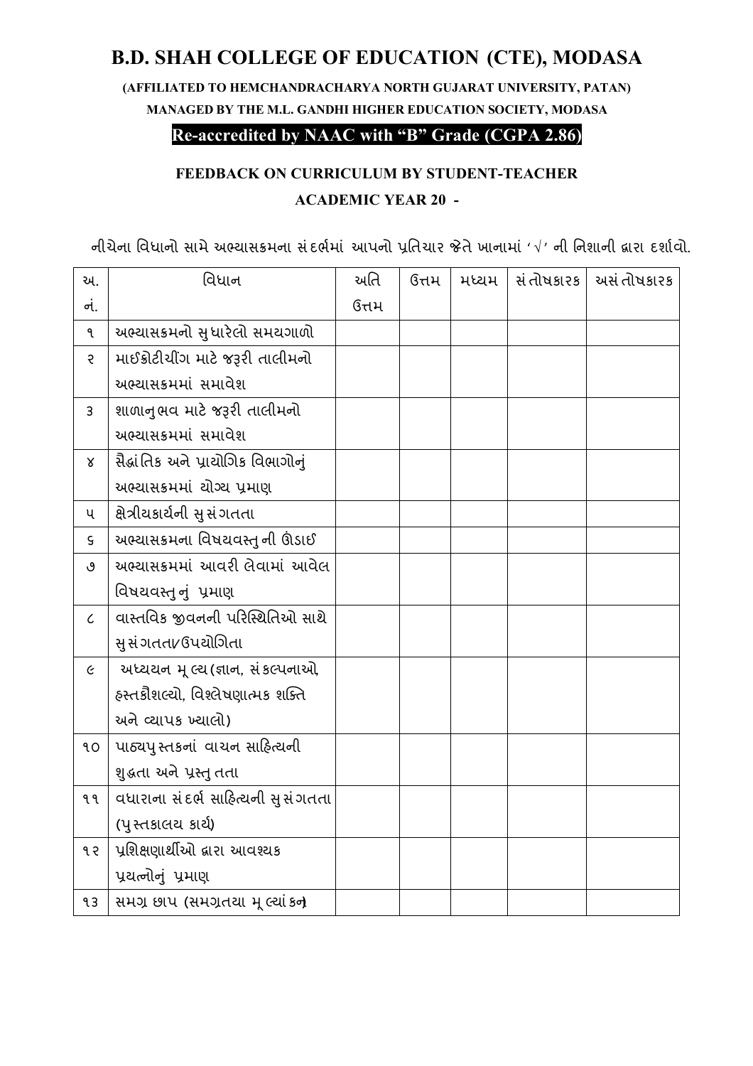# B.D. SHAH COLLEGE OF EDUCATION (CTE), MODASA

**(AFFILIATED TO HEMCHANDRACHARYA NORTH GUJARAT UNIVERSITY, PATAN)**

**MANAGED BY THE M.L. GANDHI HIGHER EDUCATION SOCIETY, MODASA**

**Re-accredited by NAAC with "B" Grade (CGPA 2.86)**

## FEEDBACK ON CURRICULUM BY STUDENT-TEACHER

**ACADEMIC YEAR 20 -**

નીચેના વિધાનો સામે અભ્યાસક્રમના સંદર્ભમાં આપનો પ્રતિચાર જેતે ખાનામાં '√' ની નિશાની દ્વારા દર્શાવો.

| અ. નં. | વિધાન | અતિ ઉત્તમ | ઉત્તમ | મધ્યમ | સંતોષકારક | અસંતોષકારક |
|---|---|---|---|---|---|---|
| ૧ | અભ્યાસક્રમનો સુધારેલો સમયગાળો | | | | | |
| ૨ | માઈક્રોટીચીંગ માટે જરૂરી તાલીમનો અભ્યાસક્રમમાં સમાવેશ | | | | | |
| ૩ | શાળાનુભવ માટે જરૂરી તાલીમનો અભ્યાસક્રમમાં સમાવેશ | | | | | |
| ૪ | સૈદ્ધાંતિક અને પ્રાયોગિક વિભાગોનું અભ્યાસક્રમમાં યોગ્ય પ્રમાણ | | | | | |
| ૫ | ક્ષેત્રીયકાર્યની સુસંગતતા | | | | | |
| ૬ | અભ્યાસક્રમના વિષયવસ્તુની ઊંડાઈ | | | | | |
| ૭ | અભ્યાસક્રમમાં આવરી લેવામાં આવેલ વિષયવસ્તુનું પ્રમાણ | | | | | |
| ૮ | વાસ્તવિક જીવનની પરિસ્થિતિઓ સાથે સુસંગતતા/ઉપયોગિતા | | | | | |
| ૯ | અધ્યયન મૂલ્ય (જ્ઞાન, સંકલ્પનાઓ, હસ્તકૌશલ્યો, વિશ્લેષણાત્મક શક્તિ અને વ્યાપક ખ્યાલો) | | | | | |
| ૧૦ | પાઠ્યપુસ્તકનાં વાચન સાહિત્યની શુદ્ધતા અને પ્રસ્તુતતા | | | | | |
| ૧૧ | વધારાના સંદર્ભ સાહિત્યની સુસંગતતા (પુસ્તકાલય કાર્ય) | | | | | |
| ૧૨ | પ્રશિક્ષણાર્થીઓ દ્વારા આવશ્યક પ્રયત્નોનું પ્રમાણ | | | | | |
| ૧૩ | સમગ્ર છાપ (સમગ્રતયા મૂલ્યાંકન) | | | | | |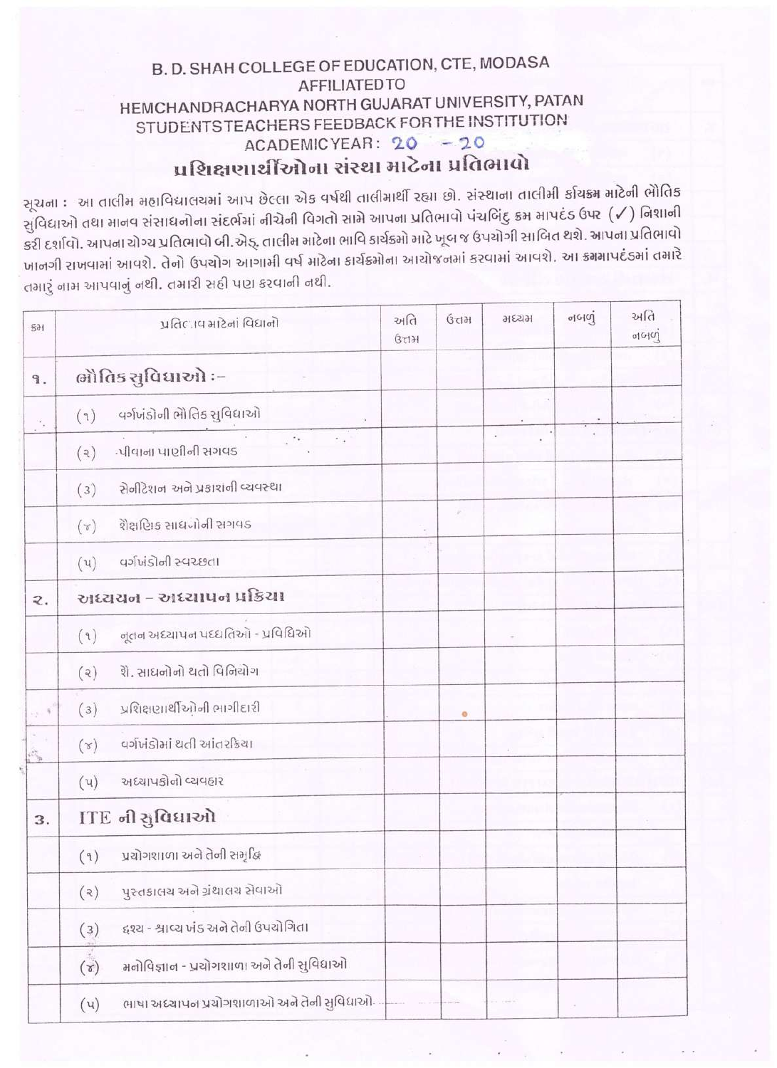# B. D. SHAH COLLEGE OF EDUCATION, CTE, MODASA

AFFILIATED TO

HEMCHANDRACHARYA NORTH GUJARAT UNIVERSITY, PATAN

STUDENTS TEACHERS FEEDBACK FOR THE INSTITUTION

ACADEMIC YEAR : 20 - 20

## પ્રશિક્ષણાર્થીઓના સંસ્થા માટેના પ્રતિભાવો

સૂચના : આ તાલીમ મહાવિદ્યાલયમાં આપ છેલ્લા એક વર્ષથી તાલીમાર્થી રહ્યા છો. સંસ્થાના તાલીમી કાર્યક્રમ માટેની ભૌતિક સુવિધાઓ તથા માનવ સંસાધનોના સંદર્ભમાં નીચેની વિગતો સામે આપના પ્રતિભાવો પંચબિંદુ ક્રમ માપદંડ ઉપર (✓) નિશાની કરી દર્શાવો. આપના યોગ્ય પ્રતિભાવો બી.એડ્. તાલીમ માટેના ભાવિ કાર્યક્રમો માટે ખૂબ જ ઉપયોગી સાબિત થશે. આપના પ્રતિભાવો ખાનગી રાખવામાં આવશે. તેનો ઉપયોગ આગામી વર્ષ માટેના કાર્યક્રમોના આયોજનમાં કરવામાં આવશે. આ ક્રમમાપદંડમાં તમારે તમારું નામ આપવાનું નથી. તમારી સહી પણ કરવાની નથી.

| ક્રમ | પ્રતિભાવ માટેનાં વિધાનો | અતિ ઉત્તમ | ઉત્તમ | મધ્યમ | નબળું | અતિ નબળું |
|---|---|---|---|---|---|---|
| ૧. | **ભૌતિક સુવિધાઓ :-** | | | | | |
| | (૧) વર્ગખંડોની ભૌતિક સુવિધાઓ | | | | | |
| | (૨) પીવાના પાણીની સગવડ | | | | | |
| | (૩) સેનીટેશન અને પ્રકાશની વ્યવસ્થા | | | | | |
| | (૪) શૈક્ષણિક સાધનોની સગવડ | | | | | |
| | (૫) વર્ગખંડોની સ્વચ્છતા | | | | | |
| ૨. | **અધ્યયન – અધ્યાપન પ્રક્રિયા** | | | | | |
| | (૧) નૂતન અધ્યાપન પદ્ધતિઓ - પ્રવિધિઓ | | | | | |
| | (૨) શૈ. સાધનોનો થતો વિનિયોગ | | | | | |
| | (૩) પ્રશિક્ષણાર્થીઓની ભાગીદારી | | | | | |
| | (૪) વર્ગખંડોમાં થતી આંતરક્રિયા | | | | | |
| | (૫) અધ્યાપકોનો વ્યવહાર | | | | | |
| 3. | **ITE ની સુવિધાઓ** | | | | | |
| | (૧) પ્રયોગશાળા અને તેની સમૃદ્ધિ | | | | | |
| | (૨) પુસ્તકાલય અને ગ્રંથાલય સેવાઓ | | | | | |
| | (૩) દ્રશ્ય - શ્રાવ્ય ખંડ અને તેની ઉપયોગિતા | | | | | |
| | (૪) મનોવિજ્ઞાન - પ્રયોગશાળા અને તેની સુવિધાઓ | | | | | |
| | (૫) ભાષા અધ્યાપન પ્રયોગશાળાઓ અને તેની સુવિધાઓ | | | | | |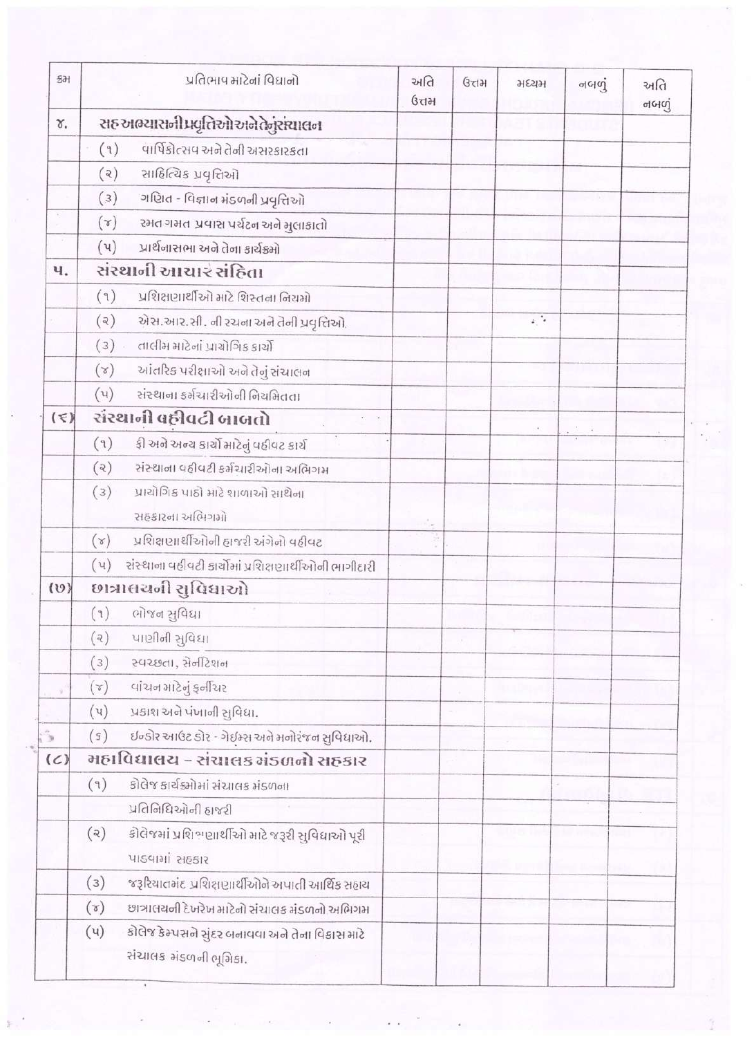| ક્રમ | પ્રતિભાવ માટેનાં વિધાનો | અતિ ઉત્તમ | ઉત્તમ | મધ્યમ | નબળું | અતિ નબળું |
| --- | --- | --- | --- | --- | --- | --- |
| ૪. | **સહઅભ્યાસની પ્રવૃત્તિઓ અને તેનું સંચાલન** | | | | | |
| | (૧) વાર્ષિકોત્સવ અને તેની અસરકારકતા | | | | | |
| | (૨) સાહિત્યિક પ્રવૃત્તિઓ | | | | | |
| | (૩) ગણિત - વિજ્ઞાન મંડળની પ્રવૃત્તિઓ | | | | | |
| | (૪) રમત ગમત પ્રવાસ પર્યટન અને મુલાકાતો | | | | | |
| | (૫) પ્રાર્થનાસભા અને તેના કાર્યક્રમો | | | | | |
| ૫. | **સંસ્થાની આચાર સંહિતા** | | | | | |
| | (૧) પ્રશિક્ષણાર્થીઓ માટે શિસ્તના નિયમો | | | | | |
| | (૨) એસ.આર.સી. ની રચના અને તેની પ્રવૃત્તિઓ. | | | | | |
| | (૩) તાલીમ માટેનાં પ્રાયોગિક કાર્યો | | | | | |
| | (૪) આંતરિક પરીક્ષાઓ અને તેનું સંચાલન | | | | | |
| | (૫) સંસ્થાના કર્મચારીઓની નિયમિતતા | | | | | |
| (૬) | **સંસ્થાની વહીવટી બાબતો** | | | | | |
| | (૧) ફી અને અન્ય કાર્યો માટેનું વહીવટ કાર્ય | | | | | |
| | (૨) સંસ્થાના વહીવટી કર્મચારીઓના અભિગમ | | | | | |
| | (૩) પ્રાયોગિક પાઠો માટે શાળાઓ સાથેના સહકારના અભિગમો | | | | | |
| | (૪) પ્રશિક્ષણાર્થીઓની હાજરી અંગેનો વહીવટ | | | | | |
| | (૫) સંસ્થાના વહીવટી કાર્યોમાં પ્રશિક્ષણાર્થીઓની ભાગીદારી | | | | | |
| (૭) | **છાત્રાલયની સુવિધાઓ** | | | | | |
| | (૧) ભોજન સુવિધા | | | | | |
| | (૨) પાણીની સુવિધા | | | | | |
| | (૩) સ્વચ્છતા, સેનીટેશન | | | | | |
| | (૪) વાંચન માટેનું ફર્નીચર | | | | | |
| | (૫) પ્રકાશ અને પંખાની સુવિધા. | | | | | |
| | (૬) ઈન્ડોર આઉટડોર - ગેઈમ્સ અને મનોરંજન સુવિધાઓ. | | | | | |
| (૮) | **મહાવિદ્યાલય – સંચાલક મંડળનો સહકાર** | | | | | |
| | (૧) કોલેજ કાર્યક્રમોમાં સંચાલક મંડળના પ્રતિનિધિઓની હાજરી | | | | | |
| | (૨) કોલેજમાં પ્રશિક્ષણાર્થીઓ માટે જરૂરી સુવિધાઓ પૂરી પાડવામાં સહકાર | | | | | |
| | (૩) જરૂરિયાતમંદ પ્રશિક્ષણાર્થીઓને અપાતી આર્થિક સહાય | | | | | |
| | (૪) છાત્રાલયની દેખરેખ માટેનો સંચાલક મંડળનો અભિગમ | | | | | |
| | (૫) કોલેજ કેમ્પસને સુંદર બનાવવા અને તેના વિકાસ માટે સંચાલક મંડળની ભૂમિકા. | | | | | |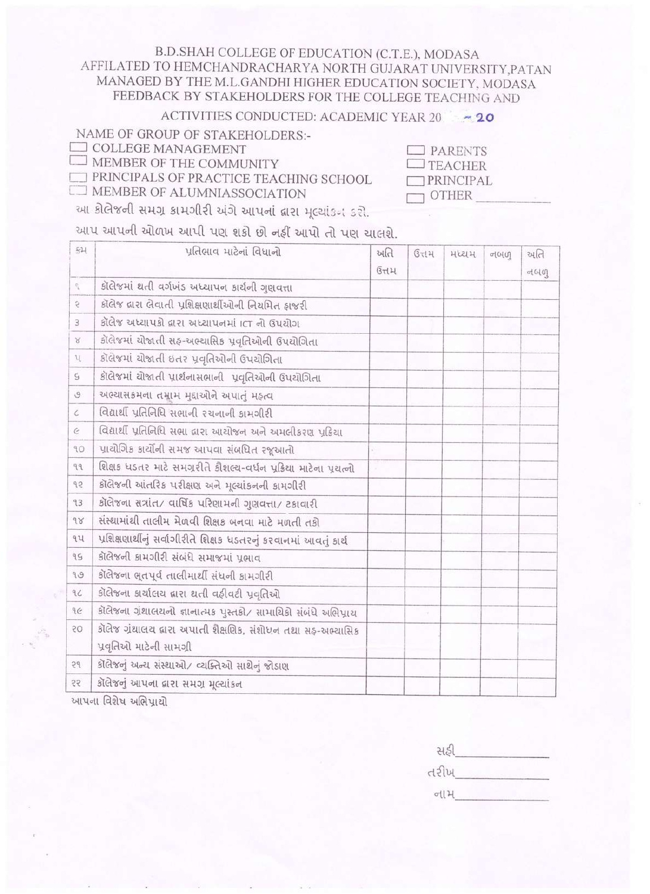B.D.SHAH COLLEGE OF EDUCATION (C.T.E.), MODASA
AFFILATED TO HEMCHANDRACHARYA NORTH GUJARAT UNIVERSITY,PATAN
MANAGED BY THE M.L.GANDHI HIGHER EDUCATION SOCIETY, MODASA
FEEDBACK BY STAKEHOLDERS FOR THE COLLEGE TEACHING AND
ACTIVITIES CONDUCTED: ACADEMIC YEAR 20 - 20

NAME OF GROUP OF STAKEHOLDERS:-

- ☐ COLLEGE MANAGEMENT
- ☐ MEMBER OF THE COMMUNITY
- ☐ PRINCIPALS OF PRACTICE TEACHING SCHOOL
- ☐ MEMBER OF ALUMNIASSOCIATION
- ☐ PARENTS
- ☐ TEACHER
- ☐ PRINCIPAL
- ☐ OTHER ________

આ કોલેજની સમગ્ર કામગીરી અંગે આપનાં દ્વારા મૂલ્યાંકન કરો.

આપ આપની ઓળખ આપી પણ શકો છો નહીં આપો તો પણ ચાલશે.

| ક્રમ | પ્રતિભાવ માટેનાં વિધાનો | અતિ ઉત્તમ | ઉત્તમ | મધ્યમ | નબળુ | અતિ નબળુ |
|---|---|---|---|---|---|---|
| ૧ | કોલેજમાં થતી વર્ગખંડ અધ્યાપન કાર્યની ગુણવત્તા | | | | | |
| ૨ | કોલેજ દ્વારા લેવાતી પ્રશિક્ષણાર્થીઓની નિયમિત હાજરી | | | | | |
| ૩ | કોલેજ અધ્યાપકો દ્વારા અધ્યાપનમાં ICT નો ઉપયોગ | | | | | |
| ૪ | કોલેજમાં યોજાતી સહ-અભ્યાસિક પ્રવૃતિઓની ઉપયોગિતા | | | | | |
| ૫ | કોલેજમાં યોજાતી ઇતર પ્રવૃતિઓની ઉપયોગિતા | | | | | |
| ૬ | કોલેજમાં યોજાતી પ્રાર્થનાસભાની પ્રવૃતિઓની ઉપયોગિતા | | | | | |
| ૭ | અભ્યાસક્રમના તમામ મુદ્દાઓને અપાતું મહત્વ | | | | | |
| ૮ | વિદ્યાર્થી પ્રતિનિધિ સભાની રચનાની કામગીરી | | | | | |
| ૯ | વિદ્યાર્થી પ્રતિનિધિ સભા દ્વારા આયોજન અને અમલીકરણ પ્રક્રિયા | | | | | |
| ૧૦ | પ્રાયોગિક કાર્યોની સમજ આપવા સંબધિત રજૂઆતો | | | | | |
| ૧૧ | શિક્ષક ઘડતર માટે સમગ્રરીતે કૌશલ્ય-વર્ધન પ્રક્રિયા માટેના પ્રયત્નો | | | | | |
| ૧૨ | કોલેજની આંતરિક પરીક્ષણ અને મૂલ્યાંકનની કામગીરી | | | | | |
| ૧૩ | કોલેજના સત્રાંત/ વાર્ષિક પરિણામની ગુણવત્તા/ ટકાવારી | | | | | |
| ૧૪ | સંસ્થામાંથી તાલીમ મેળવી શિક્ષક બનવા માટે મળતી તકો | | | | | |
| ૧૫ | પ્રશિક્ષણાર્થીનું સર્વાંગીરીતે શિક્ષક ઘડતરનું કરવાનમાં આવતું કાર્ય | | | | | |
| ૧૬ | કોલેજની કામગીરી સંબંધે સમાજમાં પ્રભાવ | | | | | |
| ૧૭ | કોલેજના ભૂતપૂર્વ તાલીમાર્થી સંઘની કામગીરી | | | | | |
| ૧૮ | કોલેજના કાર્યાલય દ્વારા થતી વહીવટી પ્રવૃતિઓ | | | | | |
| ૧૯ | કોલેજના ગ્રંથાલયનો જ્ઞાનાત્મક પુસ્તકો/ સામાયિકો સંબંધે અભિપ્રાય | | | | | |
| ૨૦ | કોલેજ ગ્રંથાલય દ્વારા અપાતી શૈક્ષણિક, સંશોધન તથા સહ-અભ્યાસિક પ્રવૃતિઓ માટેની સામગ્રી | | | | | |
| ૨૧ | કોલેજનું અન્ય સંસ્થાઓ/ વ્યક્તિઓ સાથેનું જોડાણ | | | | | |
| ૨૨ | કોલેજનું આપના દ્વારા સમગ્ર મૂલ્યાંકન | | | | | |

આપના વિશેષ અભિપ્રાયો

સહી________

તરીખ________

નામ________